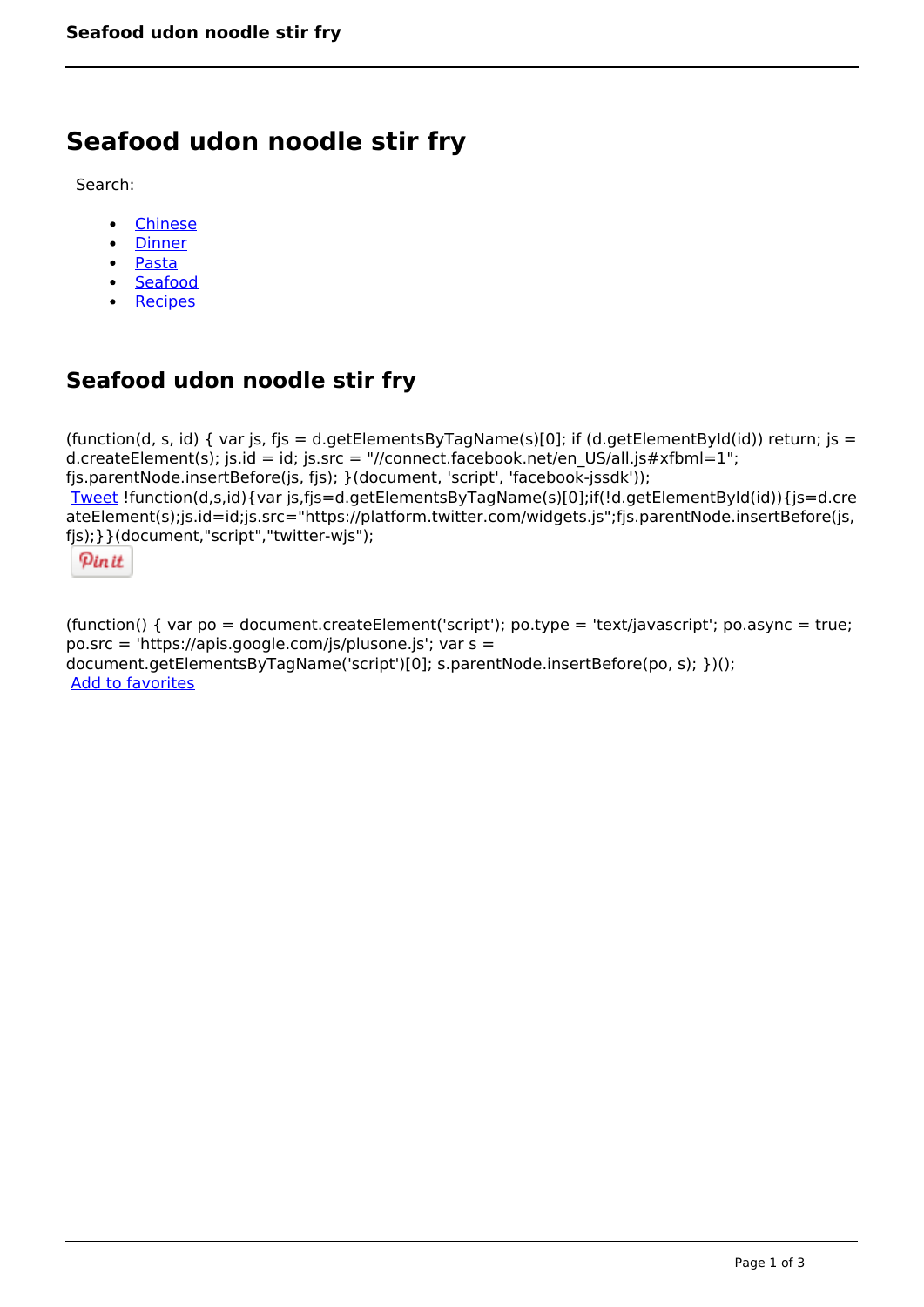# Seafood udon noodle stir fry

Search:

- Chinese
- Dinner
- Pasta
- Seafood
- Recipes

## Seafood udon noodle stir fry

(function(d, s, id) { var js, fjs = d.getElementsByTagName(s)[0]; if (d.getElementById(id)) return; js = d.createElement(s); js.id = id; js.src = "//connect.facebook.net/en_US/all.js#xfbml=1"; fjs.parentNode.insertBefore(js, fjs); }(document, 'script', 'facebook-jssdk'));
Tweet !function(d,s,id){var js,fjs=d.getElementsByTagName(s)[0];if(!d.getElementById(id)){js=d.createElement(s);js.id=id;js.src="https://platform.twitter.com/widgets.js";fjs.parentNode.insertBefore(js,fjs);}}(document,"script","twitter-wjs");

Pin it

(function() { var po = document.createElement('script'); po.type = 'text/javascript'; po.async = true; po.src = 'https://apis.google.com/js/plusone.js'; var s = document.getElementsByTagName('script')[0]; s.parentNode.insertBefore(po, s); })();
Add to favorites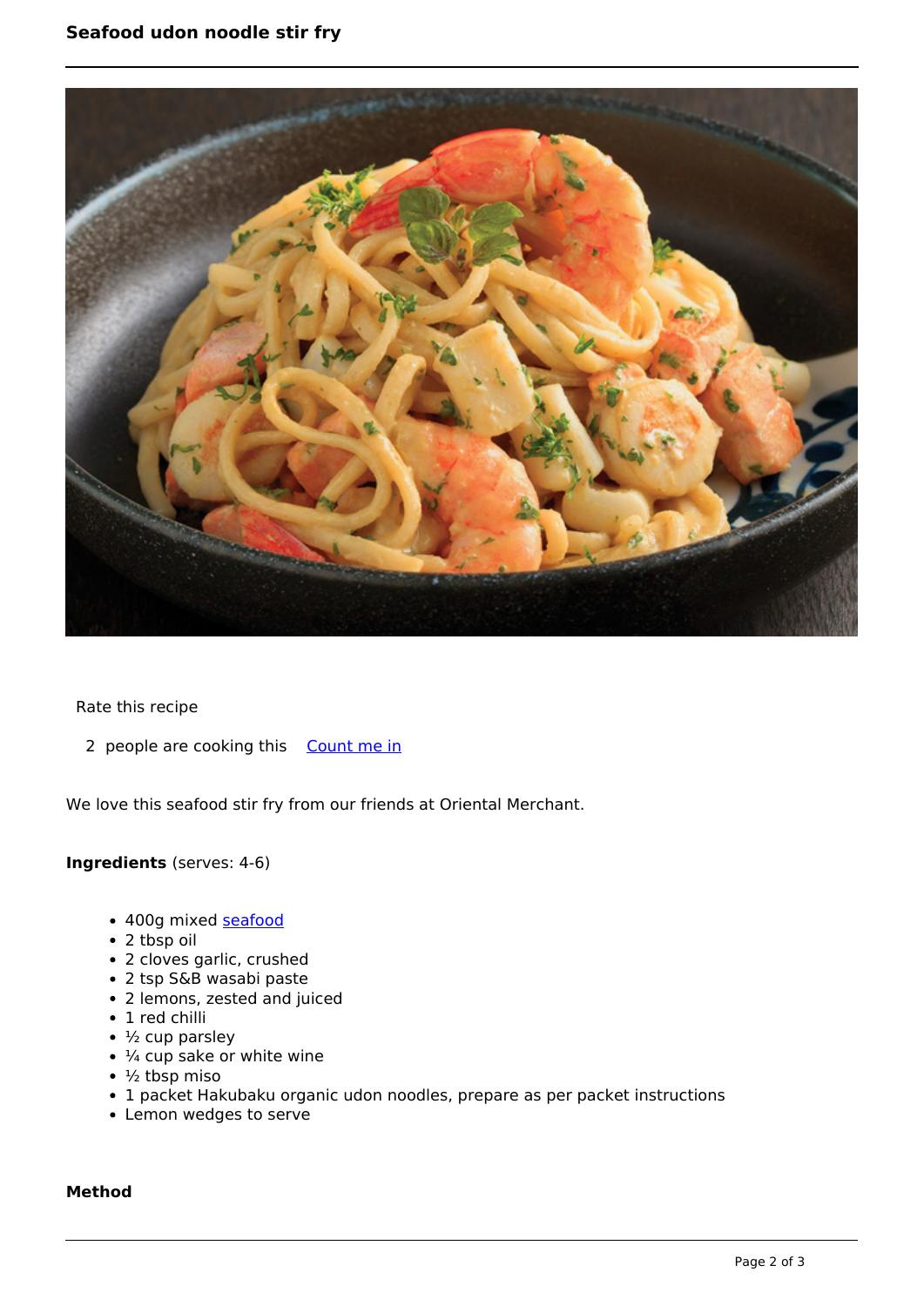# Seafood udon noodle stir fry

Rate this recipe

2 people are cooking this Count me in

We love this seafood stir fry from our friends at Oriental Merchant.

**Ingredients** (serves: 4-6)

- 400g mixed seafood
- 2 tbsp oil
- 2 cloves garlic, crushed
- 2 tsp S&B wasabi paste
- 2 lemons, zested and juiced
- 1 red chilli
- ½ cup parsley
- ¼ cup sake or white wine
- ½ tbsp miso
- 1 packet Hakubaku organic udon noodles, prepare as per packet instructions
- Lemon wedges to serve

**Method**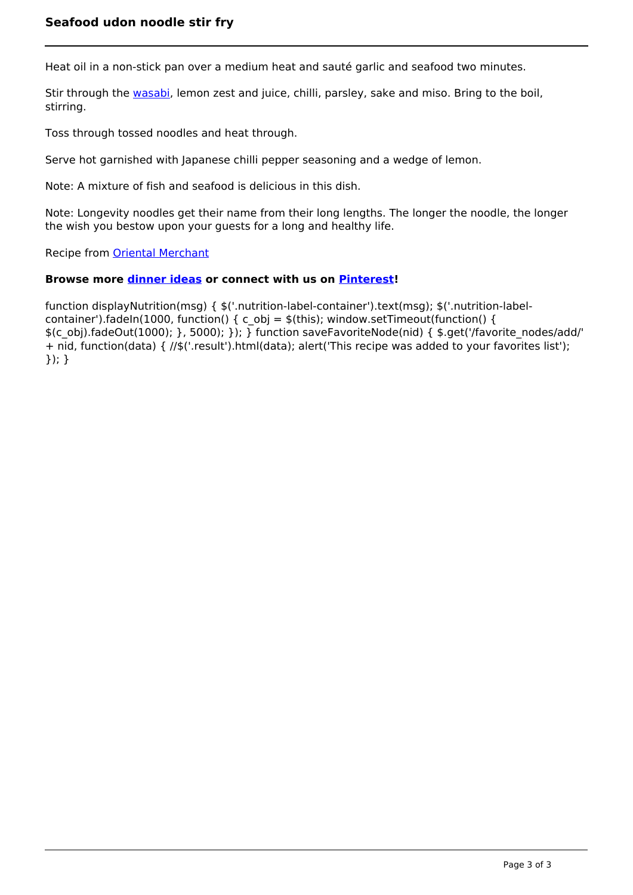Heat oil in a non-stick pan over a medium heat and sauté garlic and seafood two minutes.

Stir through the wasabi, lemon zest and juice, chilli, parsley, sake and miso. Bring to the boil, stirring.

Toss through tossed noodles and heat through.

Serve hot garnished with Japanese chilli pepper seasoning and a wedge of lemon.

Note: A mixture of fish and seafood is delicious in this dish.

Note: Longevity noodles get their name from their long lengths. The longer the noodle, the longer the wish you bestow upon your guests for a long and healthy life.

Recipe from Oriental Merchant

**Browse more dinner ideas or connect with us on Pinterest!**

```
function displayNutrition(msg) { $('.nutrition-label-container').text(msg); $('.nutrition-label-container').fadeIn(1000, function() { c_obj = $(this); window.setTimeout(function() { $(c_obj).fadeOut(1000); }, 5000); }); } function saveFavoriteNode(nid) { $.get('/favorite_nodes/add/' + nid, function(data) { //$('.result').html(data); alert('This recipe was added to your favorites list'); }); }
```